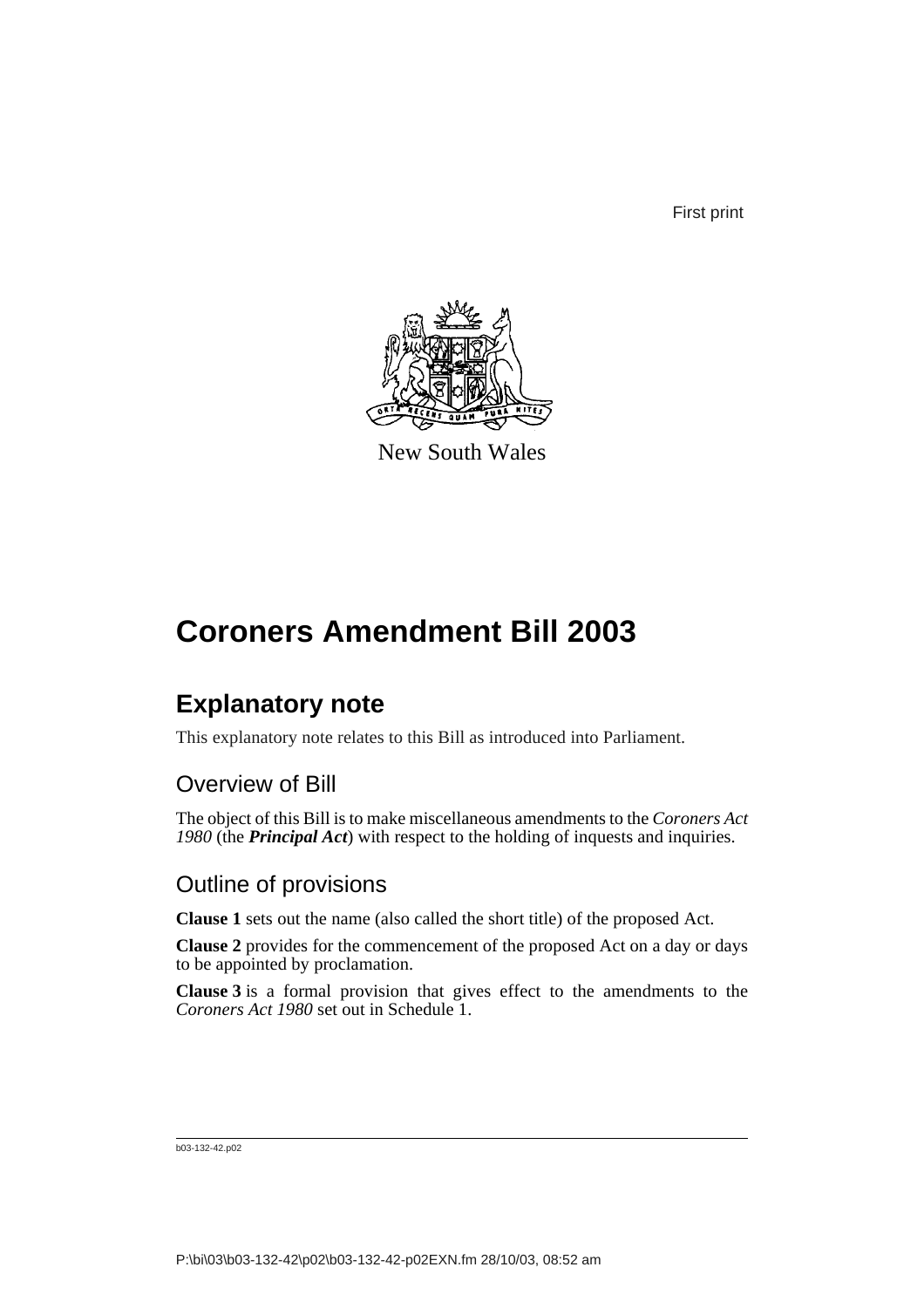First print

New South Wales

# Coroners Amendment Bill 2003

## Explanatory note

This explanatory note relates to this Bill as introduced into Parliament.

### Overview of Bill

The object of this Bill is to make miscellaneous amendments to the *Coroners Act 1980* (the ***Principal Act***) with respect to the holding of inquests and inquiries.

### Outline of provisions

**Clause 1** sets out the name (also called the short title) of the proposed Act.

**Clause 2** provides for the commencement of the proposed Act on a day or days to be appointed by proclamation.

**Clause 3** is a formal provision that gives effect to the amendments to the *Coroners Act 1980* set out in Schedule 1.

b03-132-42.p02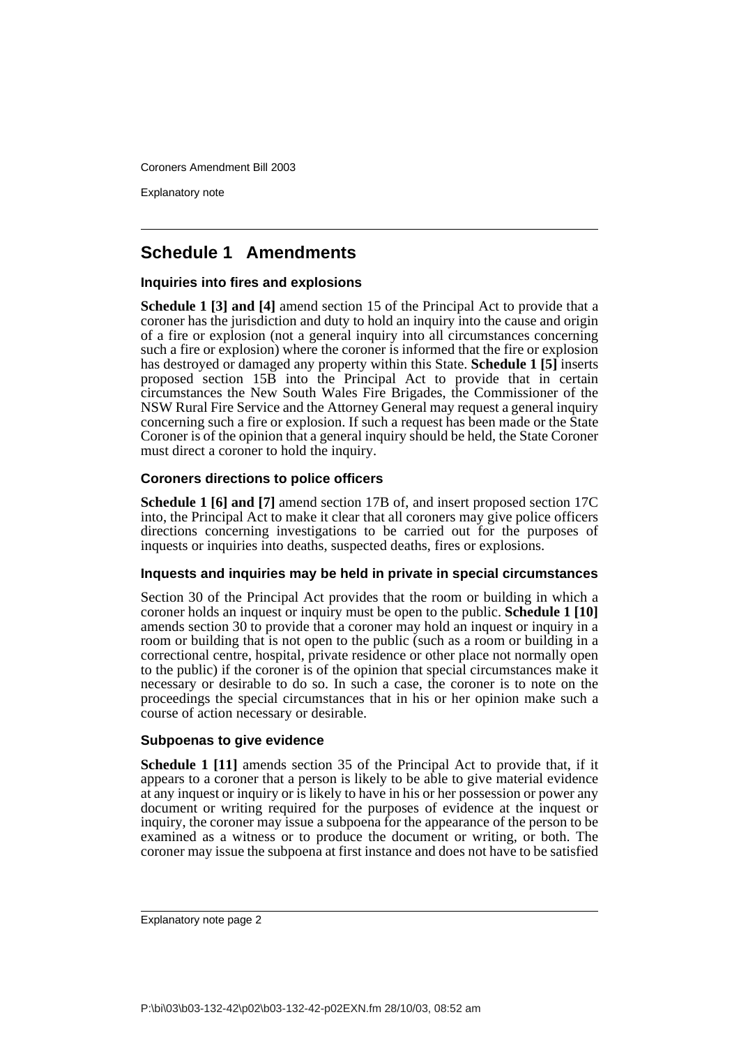## Schedule 1 Amendments

### Inquiries into fires and explosions

**Schedule 1 [3] and [4]** amend section 15 of the Principal Act to provide that a coroner has the jurisdiction and duty to hold an inquiry into the cause and origin of a fire or explosion (not a general inquiry into all circumstances concerning such a fire or explosion) where the coroner is informed that the fire or explosion has destroyed or damaged any property within this State. **Schedule 1 [5]** inserts proposed section 15B into the Principal Act to provide that in certain circumstances the New South Wales Fire Brigades, the Commissioner of the NSW Rural Fire Service and the Attorney General may request a general inquiry concerning such a fire or explosion. If such a request has been made or the State Coroner is of the opinion that a general inquiry should be held, the State Coroner must direct a coroner to hold the inquiry.

### Coroners directions to police officers

**Schedule 1 [6] and [7]** amend section 17B of, and insert proposed section 17C into, the Principal Act to make it clear that all coroners may give police officers directions concerning investigations to be carried out for the purposes of inquests or inquiries into deaths, suspected deaths, fires or explosions.

### Inquests and inquiries may be held in private in special circumstances

Section 30 of the Principal Act provides that the room or building in which a coroner holds an inquest or inquiry must be open to the public. **Schedule 1 [10]** amends section 30 to provide that a coroner may hold an inquest or inquiry in a room or building that is not open to the public (such as a room or building in a correctional centre, hospital, private residence or other place not normally open to the public) if the coroner is of the opinion that special circumstances make it necessary or desirable to do so. In such a case, the coroner is to note on the proceedings the special circumstances that in his or her opinion make such a course of action necessary or desirable.

### Subpoenas to give evidence

**Schedule 1 [11]** amends section 35 of the Principal Act to provide that, if it appears to a coroner that a person is likely to be able to give material evidence at any inquest or inquiry or is likely to have in his or her possession or power any document or writing required for the purposes of evidence at the inquest or inquiry, the coroner may issue a subpoena for the appearance of the person to be examined as a witness or to produce the document or writing, or both. The coroner may issue the subpoena at first instance and does not have to be satisfied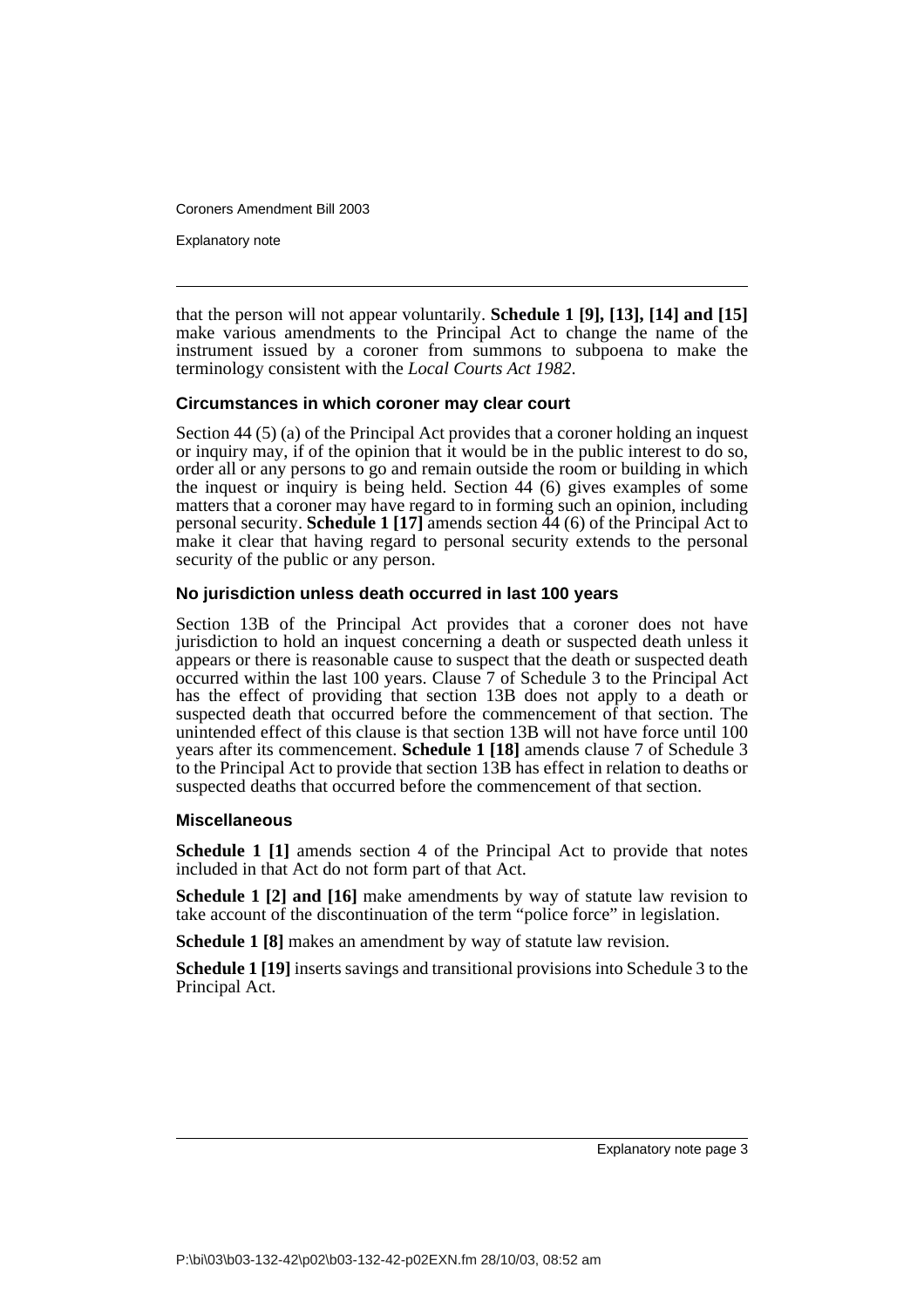that the person will not appear voluntarily. **Schedule 1 [9], [13], [14] and [15]** make various amendments to the Principal Act to change the name of the instrument issued by a coroner from summons to subpoena to make the terminology consistent with the *Local Courts Act 1982*.

### Circumstances in which coroner may clear court

Section 44 (5) (a) of the Principal Act provides that a coroner holding an inquest or inquiry may, if of the opinion that it would be in the public interest to do so, order all or any persons to go and remain outside the room or building in which the inquest or inquiry is being held. Section 44 (6) gives examples of some matters that a coroner may have regard to in forming such an opinion, including personal security. **Schedule 1 [17]** amends section 44 (6) of the Principal Act to make it clear that having regard to personal security extends to the personal security of the public or any person.

### No jurisdiction unless death occurred in last 100 years

Section 13B of the Principal Act provides that a coroner does not have jurisdiction to hold an inquest concerning a death or suspected death unless it appears or there is reasonable cause to suspect that the death or suspected death occurred within the last 100 years. Clause 7 of Schedule 3 to the Principal Act has the effect of providing that section 13B does not apply to a death or suspected death that occurred before the commencement of that section. The unintended effect of this clause is that section 13B will not have force until 100 years after its commencement. **Schedule 1 [18]** amends clause 7 of Schedule 3 to the Principal Act to provide that section 13B has effect in relation to deaths or suspected deaths that occurred before the commencement of that section.

### Miscellaneous

**Schedule 1 [1]** amends section 4 of the Principal Act to provide that notes included in that Act do not form part of that Act.

**Schedule 1 [2] and [16]** make amendments by way of statute law revision to take account of the discontinuation of the term "police force" in legislation.

**Schedule 1 [8]** makes an amendment by way of statute law revision.

**Schedule 1 [19]** inserts savings and transitional provisions into Schedule 3 to the Principal Act.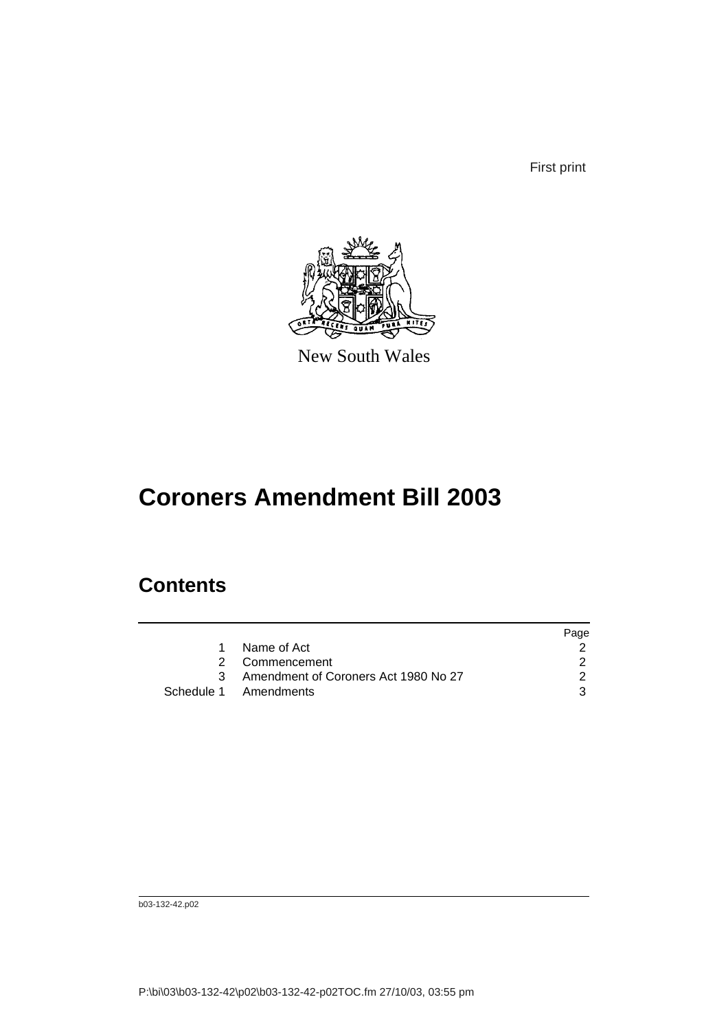First print

New South Wales

# Coroners Amendment Bill 2003

## Contents

| | | Page |
|---|---|---|
| 1 | Name of Act | 2 |
| 2 | Commencement | 2 |
| 3 | Amendment of Coroners Act 1980 No 27 | 2 |
| Schedule 1 | Amendments | 3 |

b03-132-42.p02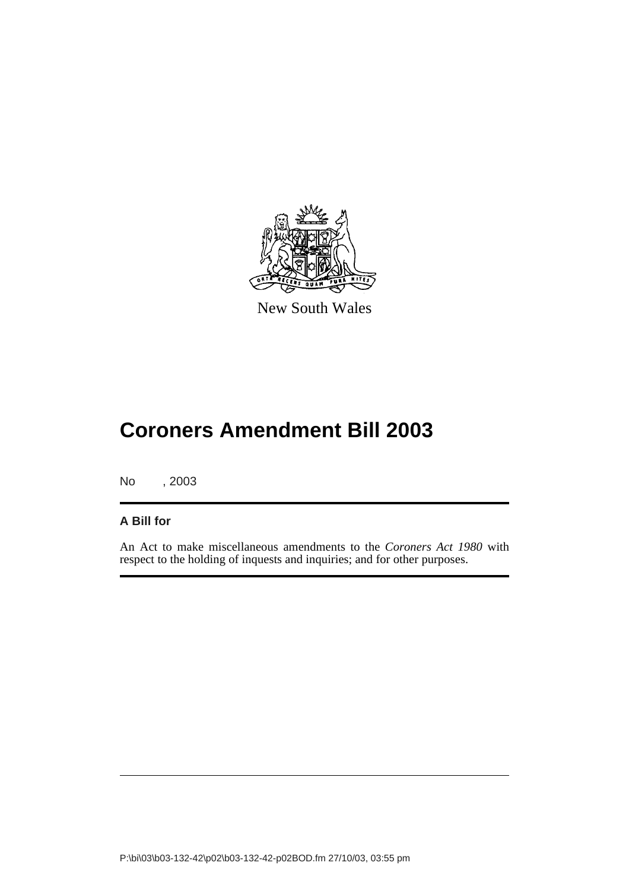New South Wales

# Coroners Amendment Bill 2003

No , 2003

**A Bill for**

An Act to make miscellaneous amendments to the *Coroners Act 1980* with respect to the holding of inquests and inquiries; and for other purposes.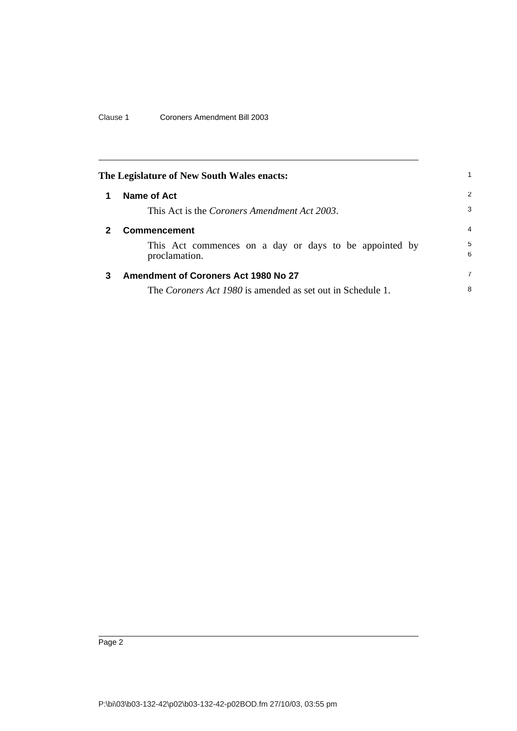**The Legislature of New South Wales enacts:**

## 1 Name of Act

This Act is the *Coroners Amendment Act 2003*.

## 2 Commencement

This Act commences on a day or days to be appointed by proclamation.

## 3 Amendment of Coroners Act 1980 No 27

The *Coroners Act 1980* is amended as set out in Schedule 1.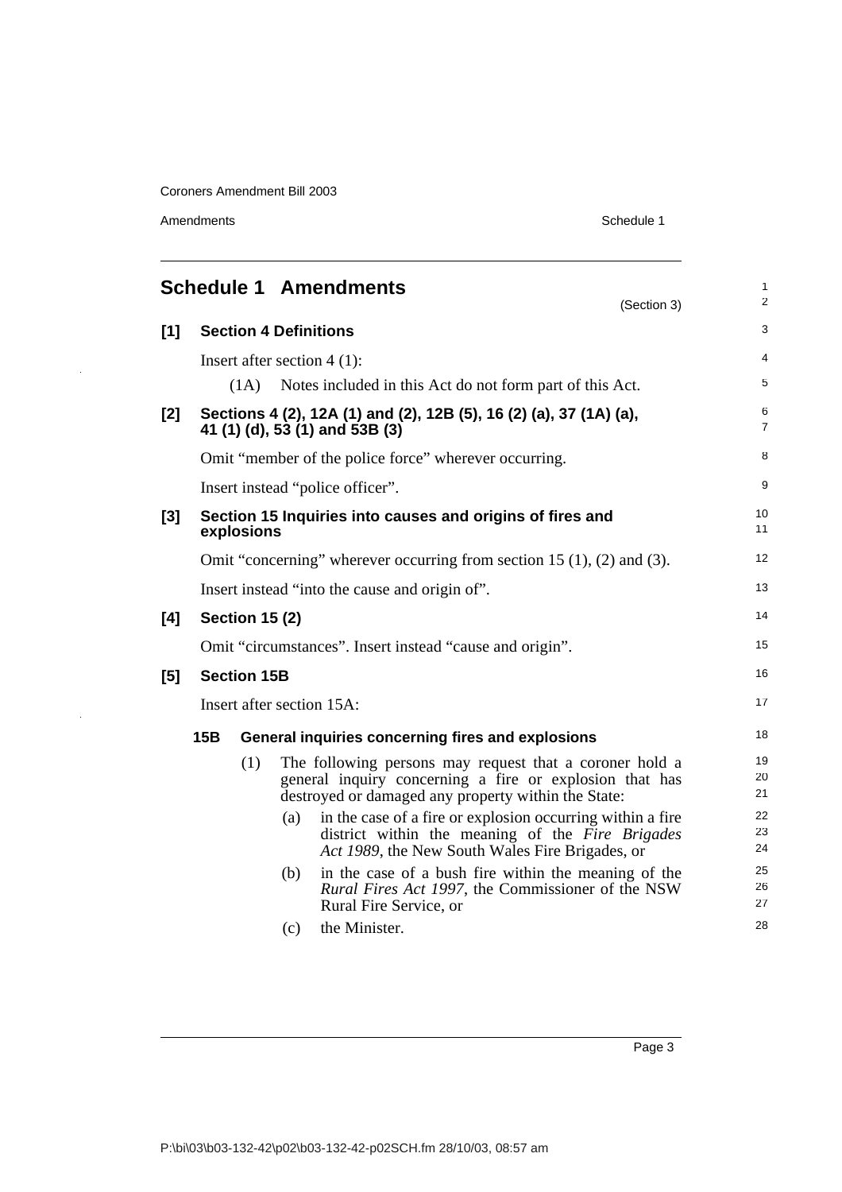## Schedule 1 Amendments

(Section 3)

**[1] Section 4 Definitions**

Insert after section 4 (1):

(1A) Notes included in this Act do not form part of this Act.

**[2] Sections 4 (2), 12A (1) and (2), 12B (5), 16 (2) (a), 37 (1A) (a), 41 (1) (d), 53 (1) and 53B (3)**

Omit "member of the police force" wherever occurring.

Insert instead "police officer".

**[3] Section 15 Inquiries into causes and origins of fires and explosions**

Omit "concerning" wherever occurring from section 15 (1), (2) and (3).

Insert instead "into the cause and origin of".

**[4] Section 15 (2)**

Omit "circumstances". Insert instead "cause and origin".

**[5] Section 15B**

Insert after section 15A:

**15B General inquiries concerning fires and explosions**

(1) The following persons may request that a coroner hold a general inquiry concerning a fire or explosion that has destroyed or damaged any property within the State:

(a) in the case of a fire or explosion occurring within a fire district within the meaning of the *Fire Brigades Act 1989*, the New South Wales Fire Brigades, or

(b) in the case of a bush fire within the meaning of the *Rural Fires Act 1997*, the Commissioner of the NSW Rural Fire Service, or

(c) the Minister.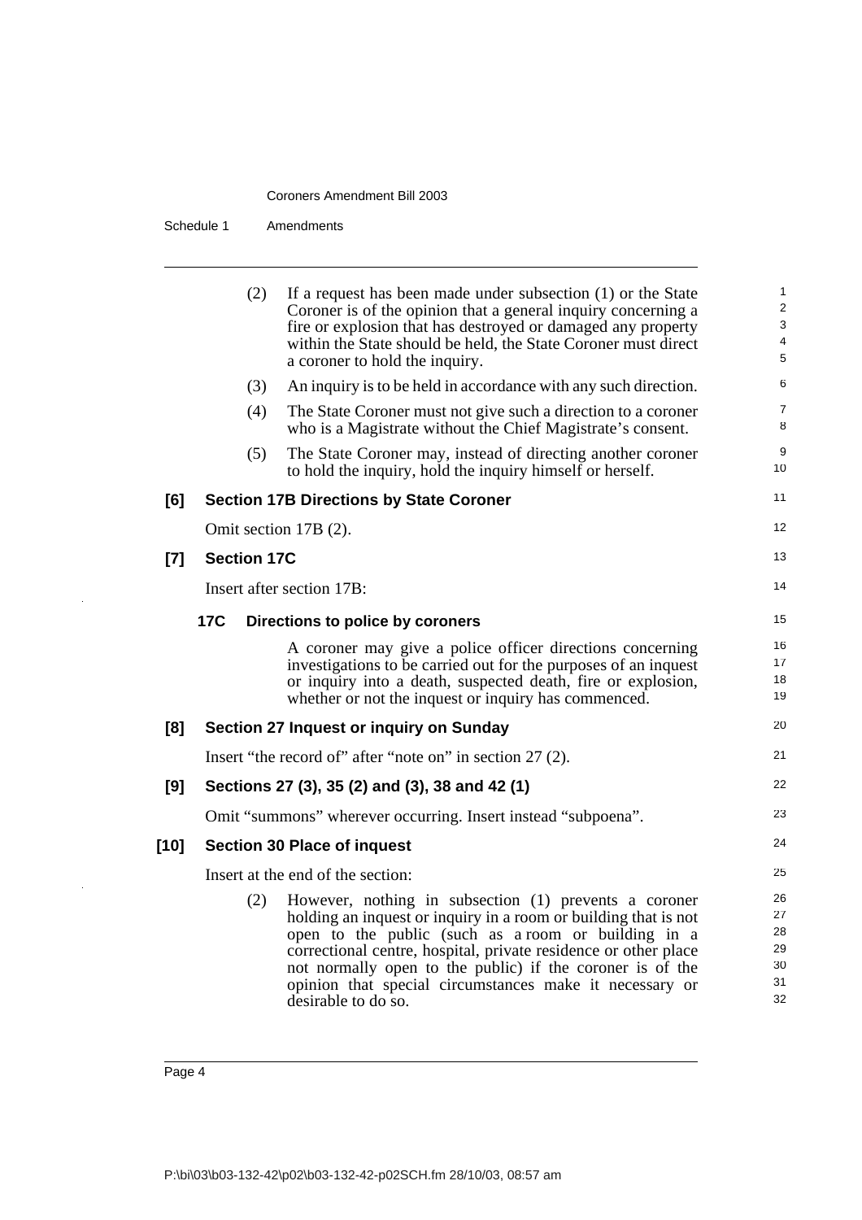(2) If a request has been made under subsection (1) or the State Coroner is of the opinion that a general inquiry concerning a fire or explosion that has destroyed or damaged any property within the State should be held, the State Coroner must direct a coroner to hold the inquiry.

(3) An inquiry is to be held in accordance with any such direction.

(4) The State Coroner must not give such a direction to a coroner who is a Magistrate without the Chief Magistrate's consent.

(5) The State Coroner may, instead of directing another coroner to hold the inquiry, hold the inquiry himself or herself.

**[6] Section 17B Directions by State Coroner**

Omit section 17B (2).

**[7] Section 17C**

Insert after section 17B:

**17C Directions to police by coroners**

A coroner may give a police officer directions concerning investigations to be carried out for the purposes of an inquest or inquiry into a death, suspected death, fire or explosion, whether or not the inquest or inquiry has commenced.

**[8] Section 27 Inquest or inquiry on Sunday**

Insert "the record of" after "note on" in section 27 (2).

**[9] Sections 27 (3), 35 (2) and (3), 38 and 42 (1)**

Omit "summons" wherever occurring. Insert instead "subpoena".

**[10] Section 30 Place of inquest**

Insert at the end of the section:

(2) However, nothing in subsection (1) prevents a coroner holding an inquest or inquiry in a room or building that is not open to the public (such as a room or building in a correctional centre, hospital, private residence or other place not normally open to the public) if the coroner is of the opinion that special circumstances make it necessary or desirable to do so.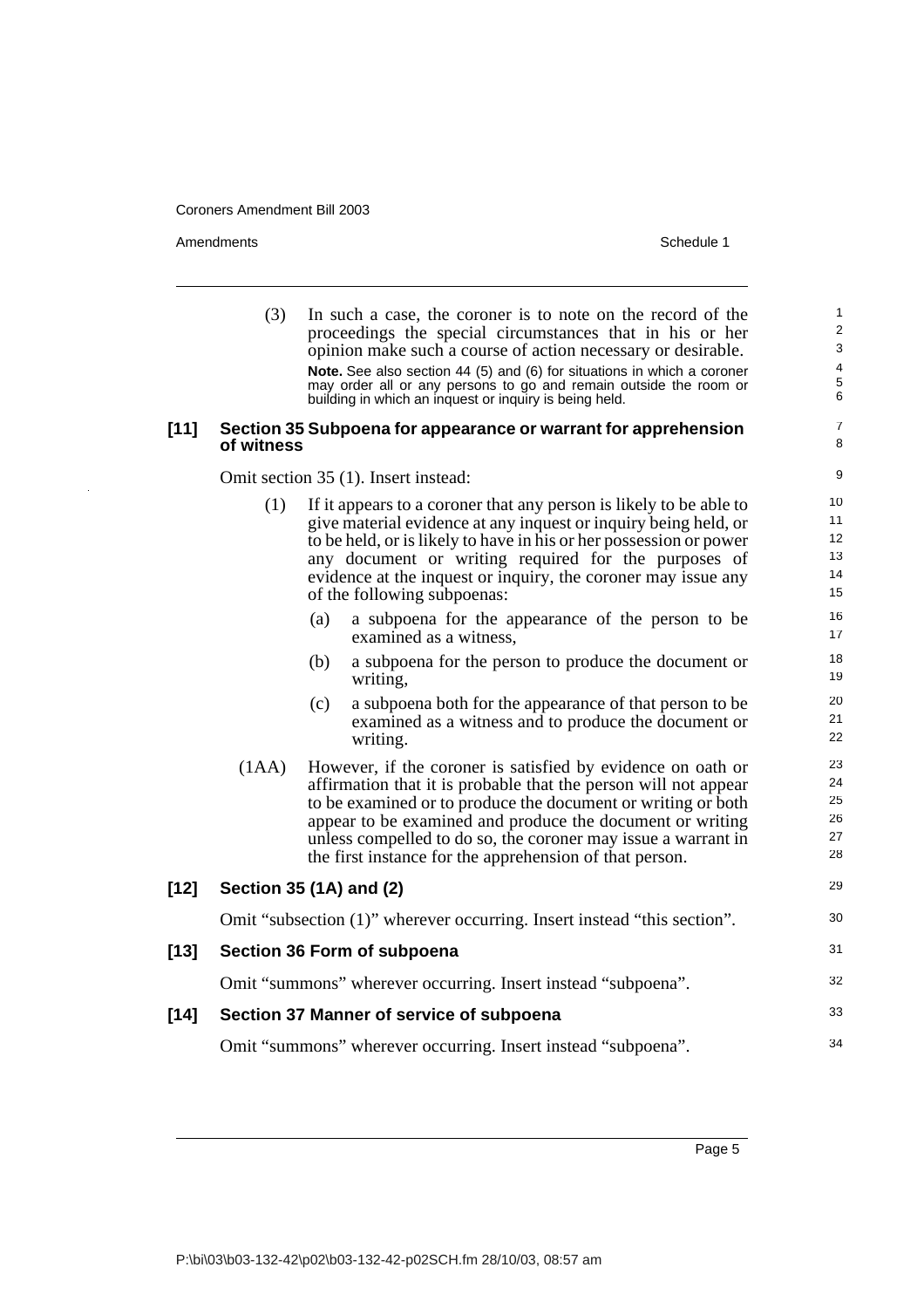(3) In such a case, the coroner is to note on the record of the proceedings the special circumstances that in his or her opinion make such a course of action necessary or desirable.

**Note.** See also section 44 (5) and (6) for situations in which a coroner may order all or any persons to go and remain outside the room or building in which an inquest or inquiry is being held.

**[11] Section 35 Subpoena for appearance or warrant for apprehension of witness**

Omit section 35 (1). Insert instead:

(1) If it appears to a coroner that any person is likely to be able to give material evidence at any inquest or inquiry being held, or to be held, or is likely to have in his or her possession or power any document or writing required for the purposes of evidence at the inquest or inquiry, the coroner may issue any of the following subpoenas:

(a) a subpoena for the appearance of the person to be examined as a witness,

(b) a subpoena for the person to produce the document or writing,

(c) a subpoena both for the appearance of that person to be examined as a witness and to produce the document or writing.

(1AA) However, if the coroner is satisfied by evidence on oath or affirmation that it is probable that the person will not appear to be examined or to produce the document or writing or both appear to be examined and produce the document or writing unless compelled to do so, the coroner may issue a warrant in the first instance for the apprehension of that person.

**[12] Section 35 (1A) and (2)**

Omit "subsection (1)" wherever occurring. Insert instead "this section".

**[13] Section 36 Form of subpoena**

Omit "summons" wherever occurring. Insert instead "subpoena".

**[14] Section 37 Manner of service of subpoena**

Omit "summons" wherever occurring. Insert instead "subpoena".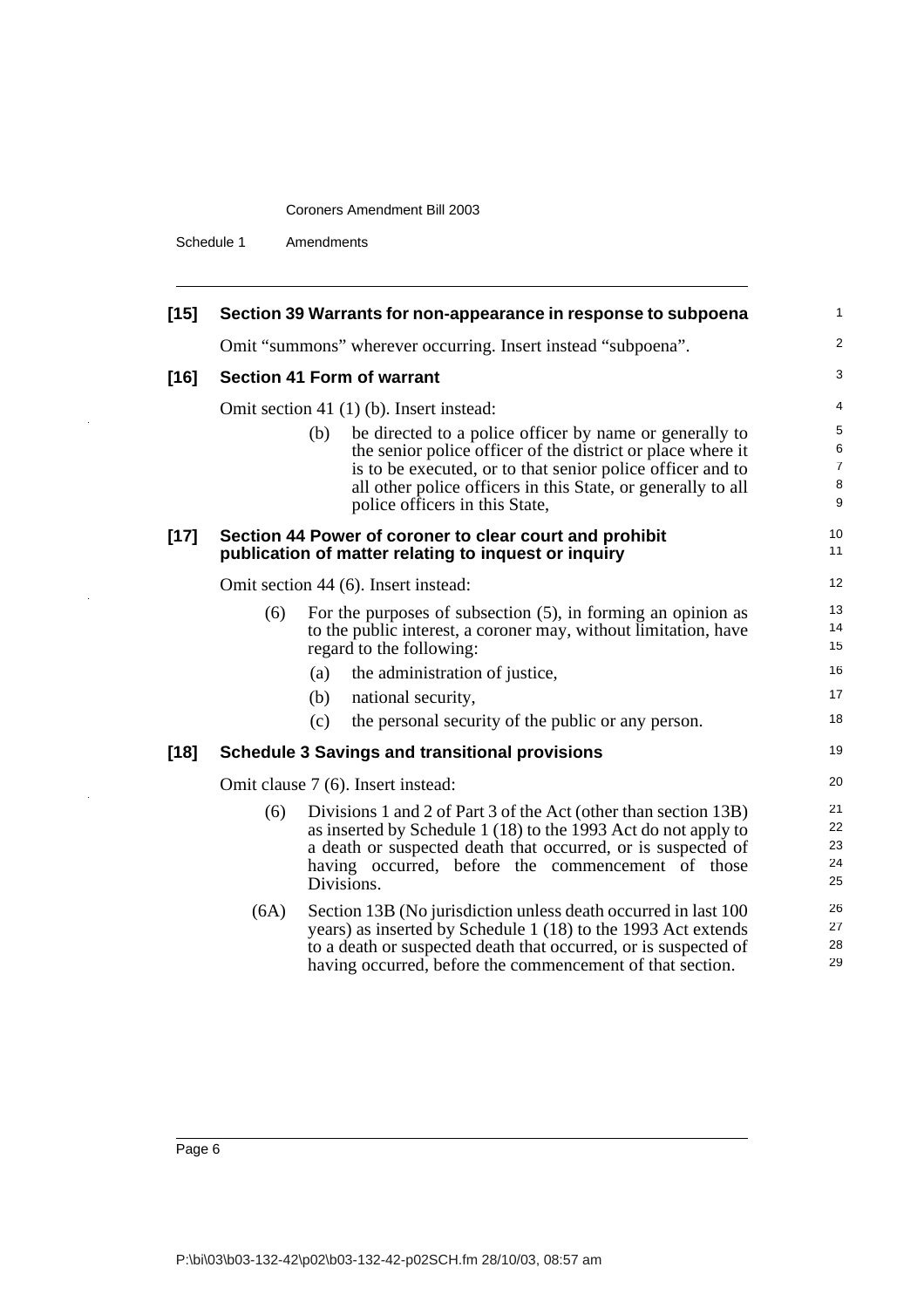**[15] Section 39 Warrants for non-appearance in response to subpoena**

Omit "summons" wherever occurring. Insert instead "subpoena".

**[16] Section 41 Form of warrant**

Omit section 41 (1) (b). Insert instead:

> (b) be directed to a police officer by name or generally to the senior police officer of the district or place where it is to be executed, or to that senior police officer and to all other police officers in this State, or generally to all police officers in this State,

**[17] Section 44 Power of coroner to clear court and prohibit publication of matter relating to inquest or inquiry**

Omit section 44 (6). Insert instead:

> (6) For the purposes of subsection (5), in forming an opinion as to the public interest, a coroner may, without limitation, have regard to the following:
>
> (a) the administration of justice,
>
> (b) national security,
>
> (c) the personal security of the public or any person.

**[18] Schedule 3 Savings and transitional provisions**

Omit clause 7 (6). Insert instead:

> (6) Divisions 1 and 2 of Part 3 of the Act (other than section 13B) as inserted by Schedule 1 (18) to the 1993 Act do not apply to a death or suspected death that occurred, or is suspected of having occurred, before the commencement of those Divisions.
>
> (6A) Section 13B (No jurisdiction unless death occurred in last 100 years) as inserted by Schedule 1 (18) to the 1993 Act extends to a death or suspected death that occurred, or is suspected of having occurred, before the commencement of that section.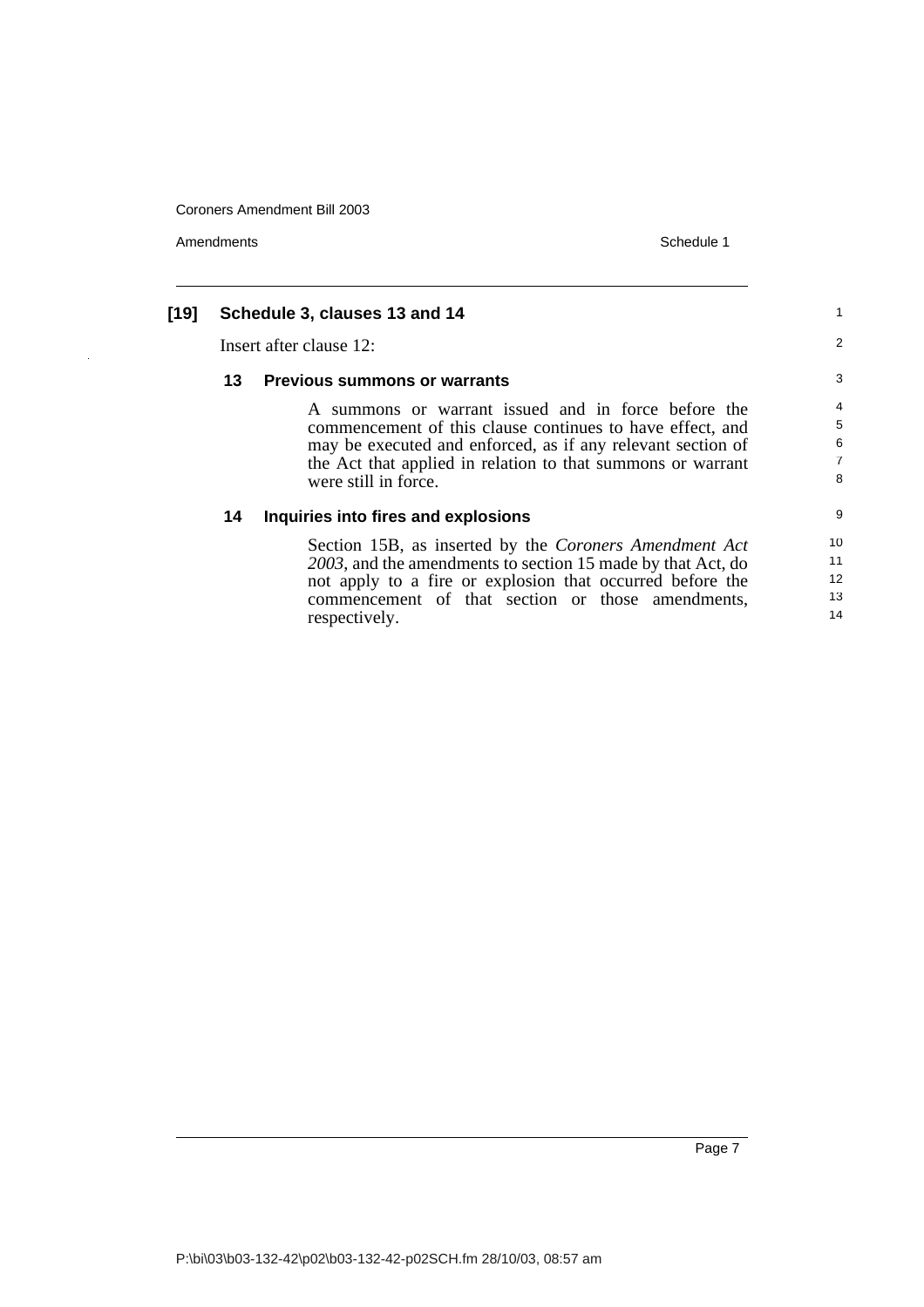**[19] Schedule 3, clauses 13 and 14**

Insert after clause 12:

**13 Previous summons or warrants**

A summons or warrant issued and in force before the commencement of this clause continues to have effect, and may be executed and enforced, as if any relevant section of the Act that applied in relation to that summons or warrant were still in force.

**14 Inquiries into fires and explosions**

Section 15B, as inserted by the *Coroners Amendment Act 2003*, and the amendments to section 15 made by that Act, do not apply to a fire or explosion that occurred before the commencement of that section or those amendments, respectively.